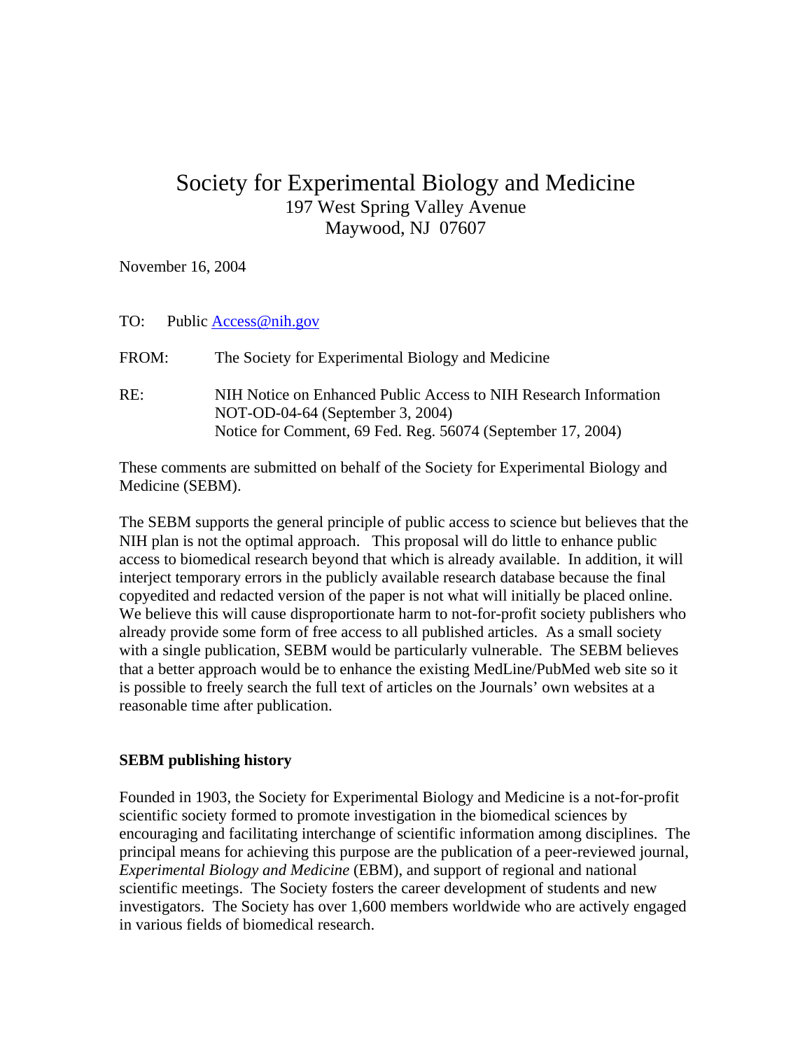# Society for Experimental Biology and Medicine

197 West Spring Valley Avenue
Maywood, NJ 07607

November 16, 2004

TO: Public Access@nih.gov

FROM: The Society for Experimental Biology and Medicine

RE: NIH Notice on Enhanced Public Access to NIH Research Information
NOT-OD-04-64 (September 3, 2004)
Notice for Comment, 69 Fed. Reg. 56074 (September 17, 2004)

These comments are submitted on behalf of the Society for Experimental Biology and Medicine (SEBM).

The SEBM supports the general principle of public access to science but believes that the NIH plan is not the optimal approach. This proposal will do little to enhance public access to biomedical research beyond that which is already available. In addition, it will interject temporary errors in the publicly available research database because the final copyedited and redacted version of the paper is not what will initially be placed online. We believe this will cause disproportionate harm to not-for-profit society publishers who already provide some form of free access to all published articles. As a small society with a single publication, SEBM would be particularly vulnerable. The SEBM believes that a better approach would be to enhance the existing MedLine/PubMed web site so it is possible to freely search the full text of articles on the Journals' own websites at a reasonable time after publication.

## SEBM publishing history

Founded in 1903, the Society for Experimental Biology and Medicine is a not-for-profit scientific society formed to promote investigation in the biomedical sciences by encouraging and facilitating interchange of scientific information among disciplines. The principal means for achieving this purpose are the publication of a peer-reviewed journal, *Experimental Biology and Medicine* (EBM), and support of regional and national scientific meetings. The Society fosters the career development of students and new investigators. The Society has over 1,600 members worldwide who are actively engaged in various fields of biomedical research.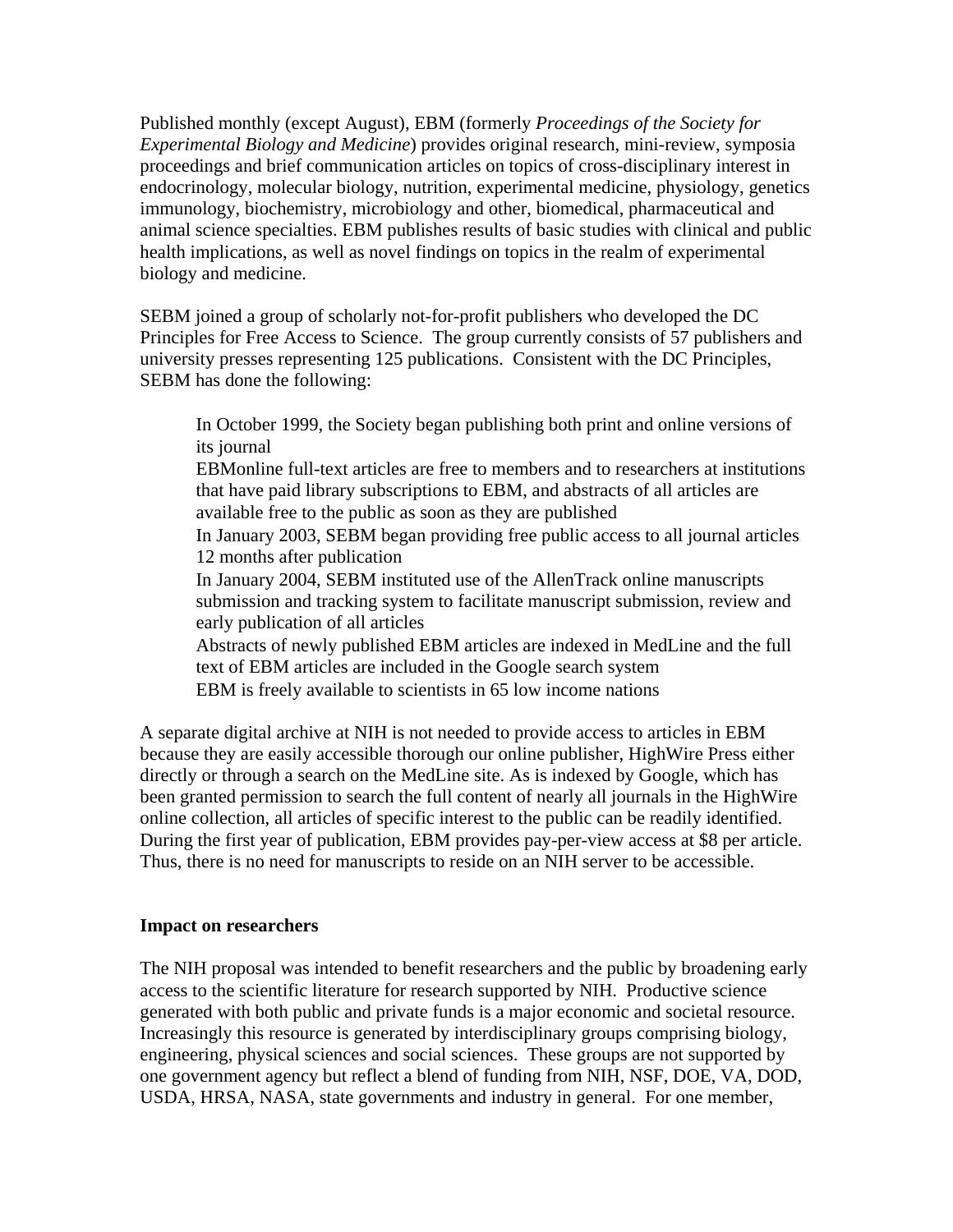Published monthly (except August), EBM (formerly *Proceedings of the Society for Experimental Biology and Medicine*) provides original research, mini-review, symposia proceedings and brief communication articles on topics of cross-disciplinary interest in endocrinology, molecular biology, nutrition, experimental medicine, physiology, genetics immunology, biochemistry, microbiology and other, biomedical, pharmaceutical and animal science specialties. EBM publishes results of basic studies with clinical and public health implications, as well as novel findings on topics in the realm of experimental biology and medicine.

SEBM joined a group of scholarly not-for-profit publishers who developed the DC Principles for Free Access to Science. The group currently consists of 57 publishers and university presses representing 125 publications. Consistent with the DC Principles, SEBM has done the following:

- In October 1999, the Society began publishing both print and online versions of its journal
- EBMonline full-text articles are free to members and to researchers at institutions that have paid library subscriptions to EBM, and abstracts of all articles are available free to the public as soon as they are published
- In January 2003, SEBM began providing free public access to all journal articles 12 months after publication
- In January 2004, SEBM instituted use of the AllenTrack online manuscripts submission and tracking system to facilitate manuscript submission, review and early publication of all articles
- Abstracts of newly published EBM articles are indexed in MedLine and the full text of EBM articles are included in the Google search system
- EBM is freely available to scientists in 65 low income nations

A separate digital archive at NIH is not needed to provide access to articles in EBM because they are easily accessible thorough our online publisher, HighWire Press either directly or through a search on the MedLine site. As is indexed by Google, which has been granted permission to search the full content of nearly all journals in the HighWire online collection, all articles of specific interest to the public can be readily identified. During the first year of publication, EBM provides pay-per-view access at $8 per article. Thus, there is no need for manuscripts to reside on an NIH server to be accessible.

**Impact on researchers**

The NIH proposal was intended to benefit researchers and the public by broadening early access to the scientific literature for research supported by NIH. Productive science generated with both public and private funds is a major economic and societal resource. Increasingly this resource is generated by interdisciplinary groups comprising biology, engineering, physical sciences and social sciences. These groups are not supported by one government agency but reflect a blend of funding from NIH, NSF, DOE, VA, DOD, USDA, HRSA, NASA, state governments and industry in general. For one member,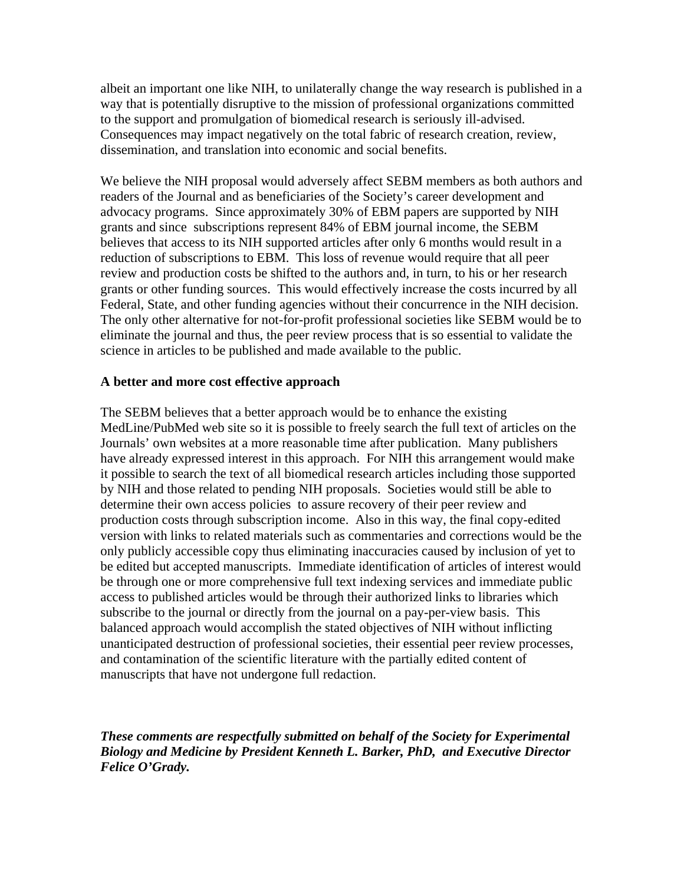albeit an important one like NIH, to unilaterally change the way research is published in a way that is potentially disruptive to the mission of professional organizations committed to the support and promulgation of biomedical research is seriously ill-advised. Consequences may impact negatively on the total fabric of research creation, review, dissemination, and translation into economic and social benefits.

We believe the NIH proposal would adversely affect SEBM members as both authors and readers of the Journal and as beneficiaries of the Society's career development and advocacy programs. Since approximately 30% of EBM papers are supported by NIH grants and since subscriptions represent 84% of EBM journal income, the SEBM believes that access to its NIH supported articles after only 6 months would result in a reduction of subscriptions to EBM. This loss of revenue would require that all peer review and production costs be shifted to the authors and, in turn, to his or her research grants or other funding sources. This would effectively increase the costs incurred by all Federal, State, and other funding agencies without their concurrence in the NIH decision. The only other alternative for not-for-profit professional societies like SEBM would be to eliminate the journal and thus, the peer review process that is so essential to validate the science in articles to be published and made available to the public.

**A better and more cost effective approach**

The SEBM believes that a better approach would be to enhance the existing MedLine/PubMed web site so it is possible to freely search the full text of articles on the Journals' own websites at a more reasonable time after publication. Many publishers have already expressed interest in this approach. For NIH this arrangement would make it possible to search the text of all biomedical research articles including those supported by NIH and those related to pending NIH proposals. Societies would still be able to determine their own access policies to assure recovery of their peer review and production costs through subscription income. Also in this way, the final copy-edited version with links to related materials such as commentaries and corrections would be the only publicly accessible copy thus eliminating inaccuracies caused by inclusion of yet to be edited but accepted manuscripts. Immediate identification of articles of interest would be through one or more comprehensive full text indexing services and immediate public access to published articles would be through their authorized links to libraries which subscribe to the journal or directly from the journal on a pay-per-view basis. This balanced approach would accomplish the stated objectives of NIH without inflicting unanticipated destruction of professional societies, their essential peer review processes, and contamination of the scientific literature with the partially edited content of manuscripts that have not undergone full redaction.

***These comments are respectfully submitted on behalf of the Society for Experimental Biology and Medicine by President Kenneth L. Barker, PhD, and Executive Director Felice O'Grady.***